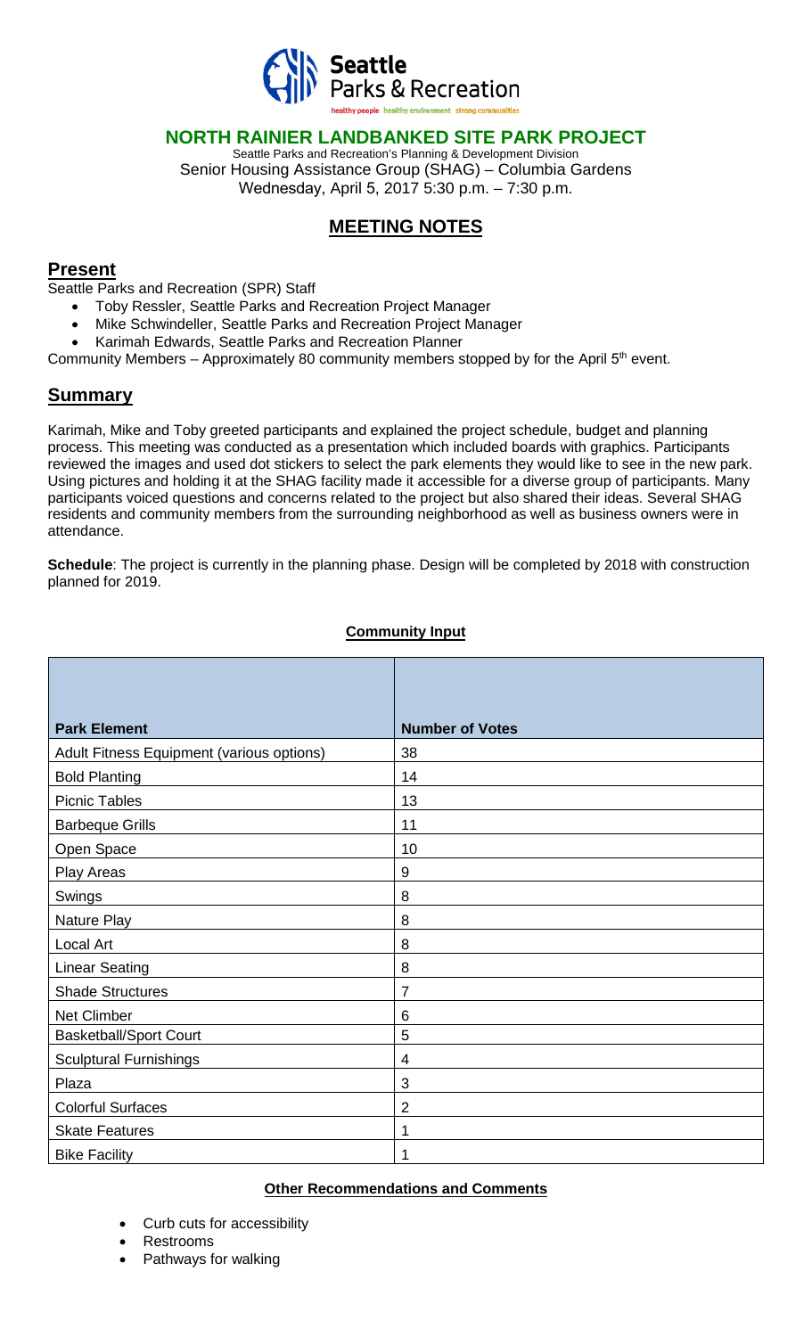# NORTH RAINIER LANDBANKED SITE PARK PROJECT

Seattle Parks and Recreation's Planning & Development Division
Senior Housing Assistance Group (SHAG) – Columbia Gardens
Wednesday, April 5, 2017 5:30 p.m. – 7:30 p.m.

## MEETING NOTES

## Present

Seattle Parks and Recreation (SPR) Staff

- Toby Ressler, Seattle Parks and Recreation Project Manager
- Mike Schwindeller, Seattle Parks and Recreation Project Manager
- Karimah Edwards, Seattle Parks and Recreation Planner

Community Members – Approximately 80 community members stopped by for the April 5th event.

## Summary

Karimah, Mike and Toby greeted participants and explained the project schedule, budget and planning process. This meeting was conducted as a presentation which included boards with graphics. Participants reviewed the images and used dot stickers to select the park elements they would like to see in the new park. Using pictures and holding it at the SHAG facility made it accessible for a diverse group of participants. Many participants voiced questions and concerns related to the project but also shared their ideas. Several SHAG residents and community members from the surrounding neighborhood as well as business owners were in attendance.

**Schedule**: The project is currently in the planning phase. Design will be completed by 2018 with construction planned for 2019.

### Community Input

| Park Element | Number of Votes |
|---|---|
| Adult Fitness Equipment (various options) | 38 |
| Bold Planting | 14 |
| Picnic Tables | 13 |
| Barbeque Grills | 11 |
| Open Space | 10 |
| Play Areas | 9 |
| Swings | 8 |
| Nature Play | 8 |
| Local Art | 8 |
| Linear Seating | 8 |
| Shade Structures | 7 |
| Net Climber | 6 |
| Basketball/Sport Court | 5 |
| Sculptural Furnishings | 4 |
| Plaza | 3 |
| Colorful Surfaces | 2 |
| Skate Features | 1 |
| Bike Facility | 1 |

### Other Recommendations and Comments

- Curb cuts for accessibility
- Restrooms
- Pathways for walking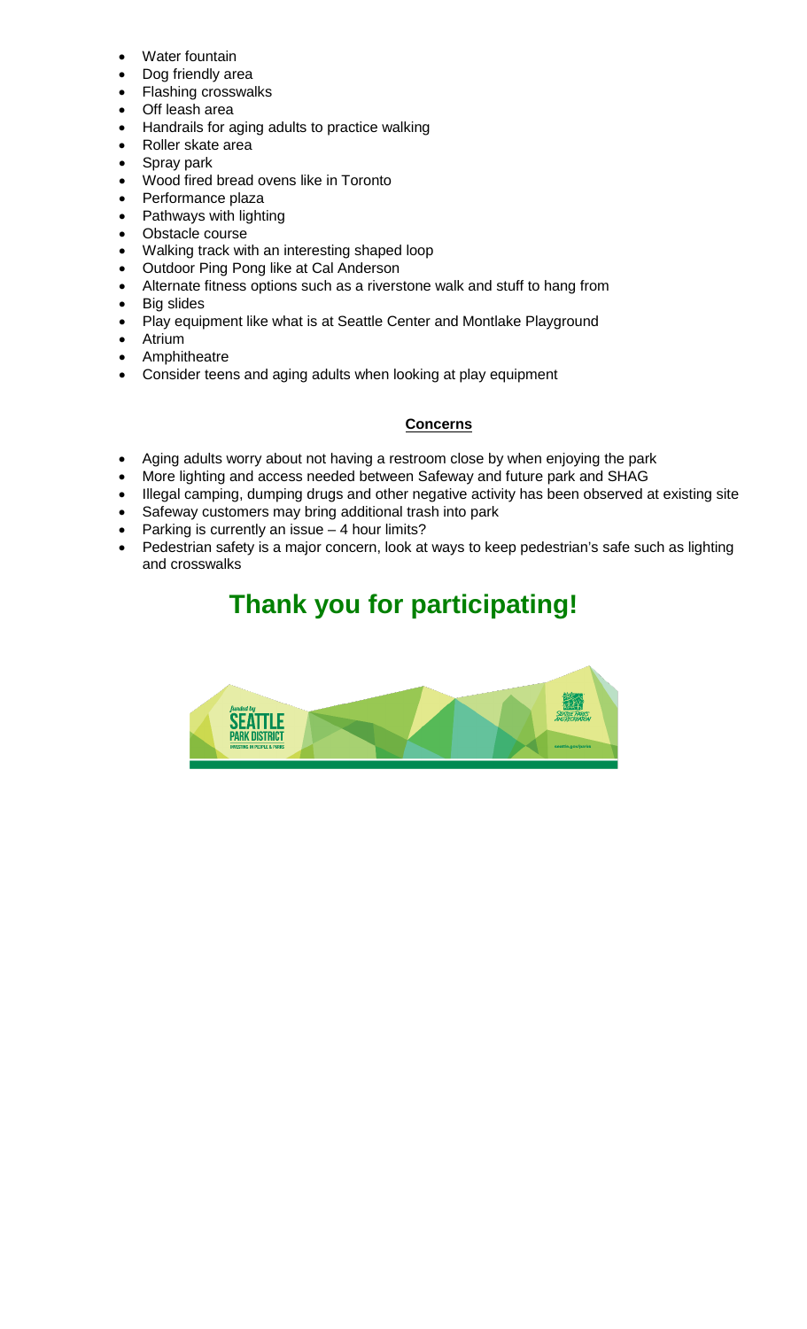- Water fountain
- Dog friendly area
- Flashing crosswalks
- Off leash area
- Handrails for aging adults to practice walking
- Roller skate area
- Spray park
- Wood fired bread ovens like in Toronto
- Performance plaza
- Pathways with lighting
- Obstacle course
- Walking track with an interesting shaped loop
- Outdoor Ping Pong like at Cal Anderson
- Alternate fitness options such as a riverstone walk and stuff to hang from
- Big slides
- Play equipment like what is at Seattle Center and Montlake Playground
- Atrium
- Amphitheatre
- Consider teens and aging adults when looking at play equipment

## Concerns

- Aging adults worry about not having a restroom close by when enjoying the park
- More lighting and access needed between Safeway and future park and SHAG
- Illegal camping, dumping drugs and other negative activity has been observed at existing site
- Safeway customers may bring additional trash into park
- Parking is currently an issue – 4 hour limits?
- Pedestrian safety is a major concern, look at ways to keep pedestrian's safe such as lighting and crosswalks

# Thank you for participating!

funded by SEATTLE PARK DISTRICT INVESTING IN PEOPLE & PARKS

Seattle Parks and Recreation

seattle.gov/parks